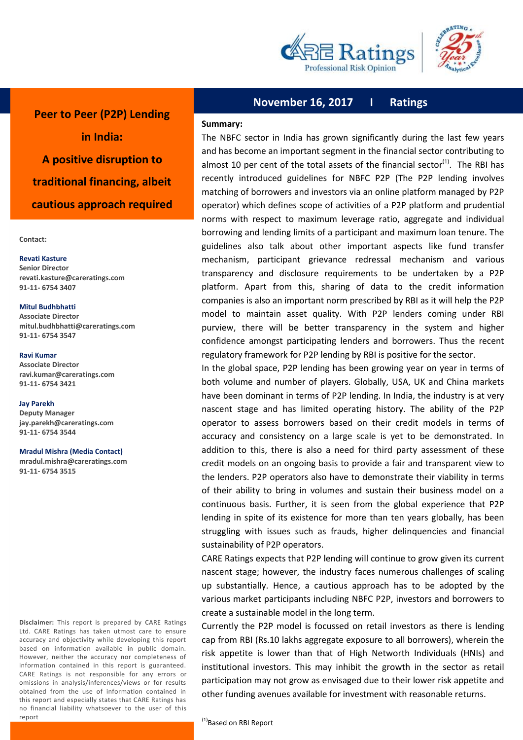# Peer to Peer (P2P) Lending in India: A positive disruption to traditional financing, albeit cautious approach required

**November 16, 2017 I Ratings**

**Contact:**

**Revati Kasture**
Senior Director
revati.kasture@careratings.com
91-11- 6754 3407

**Mitul Budhbhatti**
Associate Director
mitul.budhbhatti@careratings.com
91-11- 6754 3547

**Ravi Kumar**
Associate Director
ravi.kumar@careratings.com
91-11- 6754 3421

**Jay Parekh**
Deputy Manager
jay.parekh@careratings.com
91-11- 6754 3544

**Mradul Mishra (Media Contact)**
mradul.mishra@careratings.com
91-11- 6754 3515

**Summary:**

The NBFC sector in India has grown significantly during the last few years and has become an important segment in the financial sector contributing to almost 10 per cent of the total assets of the financial sector[(1)]. The RBI has recently introduced guidelines for NBFC P2P (The P2P lending involves matching of borrowers and investors via an online platform managed by P2P operator) which defines scope of activities of a P2P platform and prudential norms with respect to maximum leverage ratio, aggregate and individual borrowing and lending limits of a participant and maximum loan tenure. The guidelines also talk about other important aspects like fund transfer mechanism, participant grievance redressal mechanism and various transparency and disclosure requirements to be undertaken by a P2P platform. Apart from this, sharing of data to the credit information companies is also an important norm prescribed by RBI as it will help the P2P model to maintain asset quality. With P2P lenders coming under RBI purview, there will be better transparency in the system and higher confidence amongst participating lenders and borrowers. Thus the recent regulatory framework for P2P lending by RBI is positive for the sector.

In the global space, P2P lending has been growing year on year in terms of both volume and number of players. Globally, USA, UK and China markets have been dominant in terms of P2P lending. In India, the industry is at very nascent stage and has limited operating history. The ability of the P2P operator to assess borrowers based on their credit models in terms of accuracy and consistency on a large scale is yet to be demonstrated. In addition to this, there is also a need for third party assessment of these credit models on an ongoing basis to provide a fair and transparent view to the lenders. P2P operators also have to demonstrate their viability in terms of their ability to bring in volumes and sustain their business model on a continuous basis. Further, it is seen from the global experience that P2P lending in spite of its existence for more than ten years globally, has been struggling with issues such as frauds, higher delinquencies and financial sustainability of P2P operators.

CARE Ratings expects that P2P lending will continue to grow given its current nascent stage; however, the industry faces numerous challenges of scaling up substantially. Hence, a cautious approach has to be adopted by the various market participants including NBFC P2P, investors and borrowers to create a sustainable model in the long term.

Currently the P2P model is focussed on retail investors as there is lending cap from RBI (Rs.10 lakhs aggregate exposure to all borrowers), wherein the risk appetite is lower than that of High Networth Individuals (HNIs) and institutional investors. This may inhibit the growth in the sector as retail participation may not grow as envisaged due to their lower risk appetite and other funding avenues available for investment with reasonable returns.

[(1)]Based on RBI Report

**Disclaimer:** This report is prepared by CARE Ratings Ltd. CARE Ratings has taken utmost care to ensure accuracy and objectivity while developing this report based on information available in public domain. However, neither the accuracy nor completeness of information contained in this report is guaranteed. CARE Ratings is not responsible for any errors or omissions in analysis/inferences/views or for results obtained from the use of information contained in this report and especially states that CARE Ratings has no financial liability whatsoever to the user of this report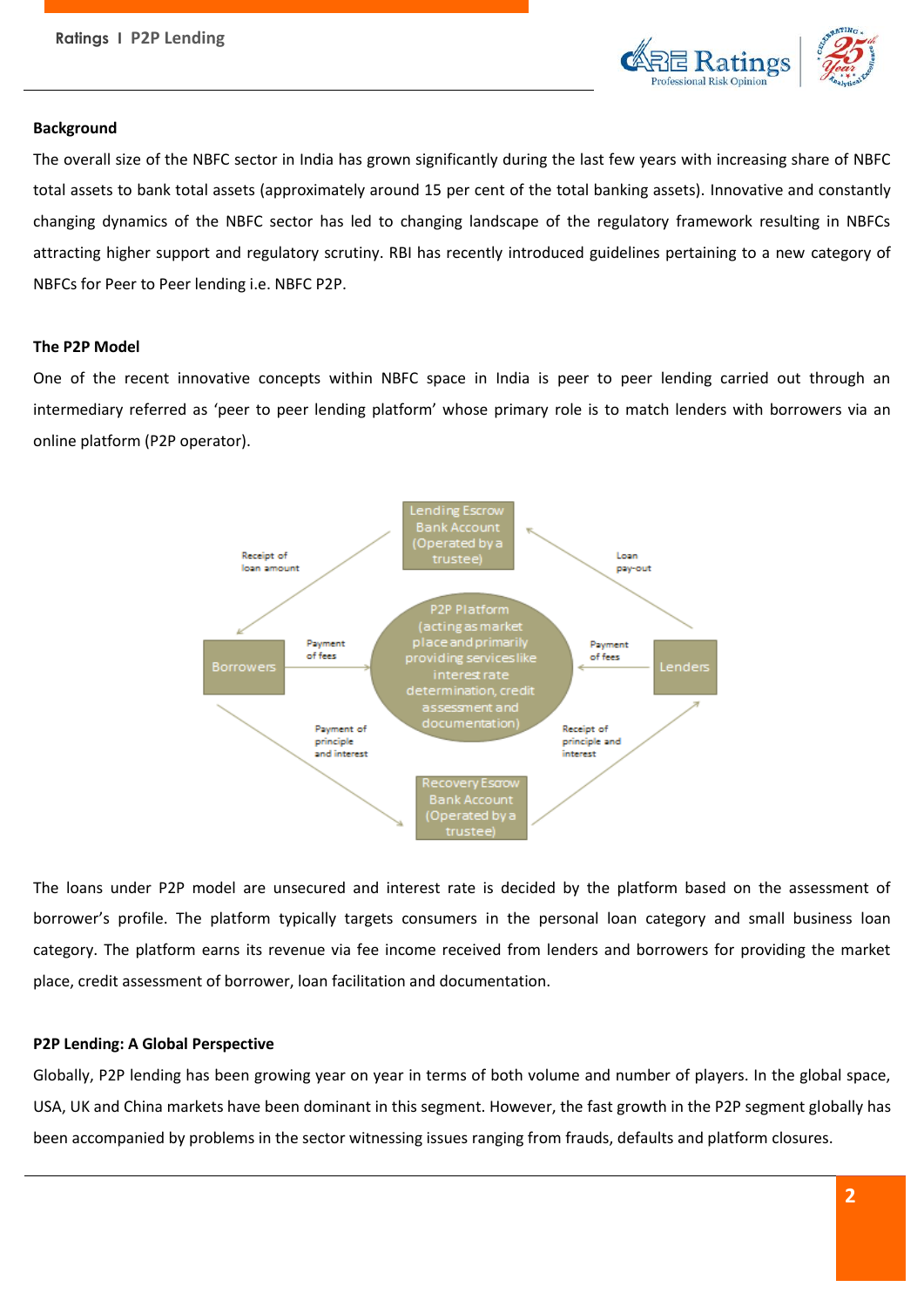### Background

The overall size of the NBFC sector in India has grown significantly during the last few years with increasing share of NBFC total assets to bank total assets (approximately around 15 per cent of the total banking assets). Innovative and constantly changing dynamics of the NBFC sector has led to changing landscape of the regulatory framework resulting in NBFCs attracting higher support and regulatory scrutiny. RBI has recently introduced guidelines pertaining to a new category of NBFCs for Peer to Peer lending i.e. NBFC P2P.

### The P2P Model

One of the recent innovative concepts within NBFC space in India is peer to peer lending carried out through an intermediary referred as 'peer to peer lending platform' whose primary role is to match lenders with borrowers via an online platform (P2P operator).

Lending Escrow Bank Account (Operated by a trustee)

Receipt of loan amount

Loan pay-out

Borrowers

Payment of fees

P2P Platform (acting as market place and primarily providing services like interest rate determination, credit assessment and documentation)

Payment of fees

Lenders

Payment of principle and interest

Receipt of principle and interest

Recovery Escrow Bank Account (Operated by a trustee)

The loans under P2P model are unsecured and interest rate is decided by the platform based on the assessment of borrower's profile. The platform typically targets consumers in the personal loan category and small business loan category. The platform earns its revenue via fee income received from lenders and borrowers for providing the market place, credit assessment of borrower, loan facilitation and documentation.

### P2P Lending: A Global Perspective

Globally, P2P lending has been growing year on year in terms of both volume and number of players. In the global space, USA, UK and China markets have been dominant in this segment. However, the fast growth in the P2P segment globally has been accompanied by problems in the sector witnessing issues ranging from frauds, defaults and platform closures.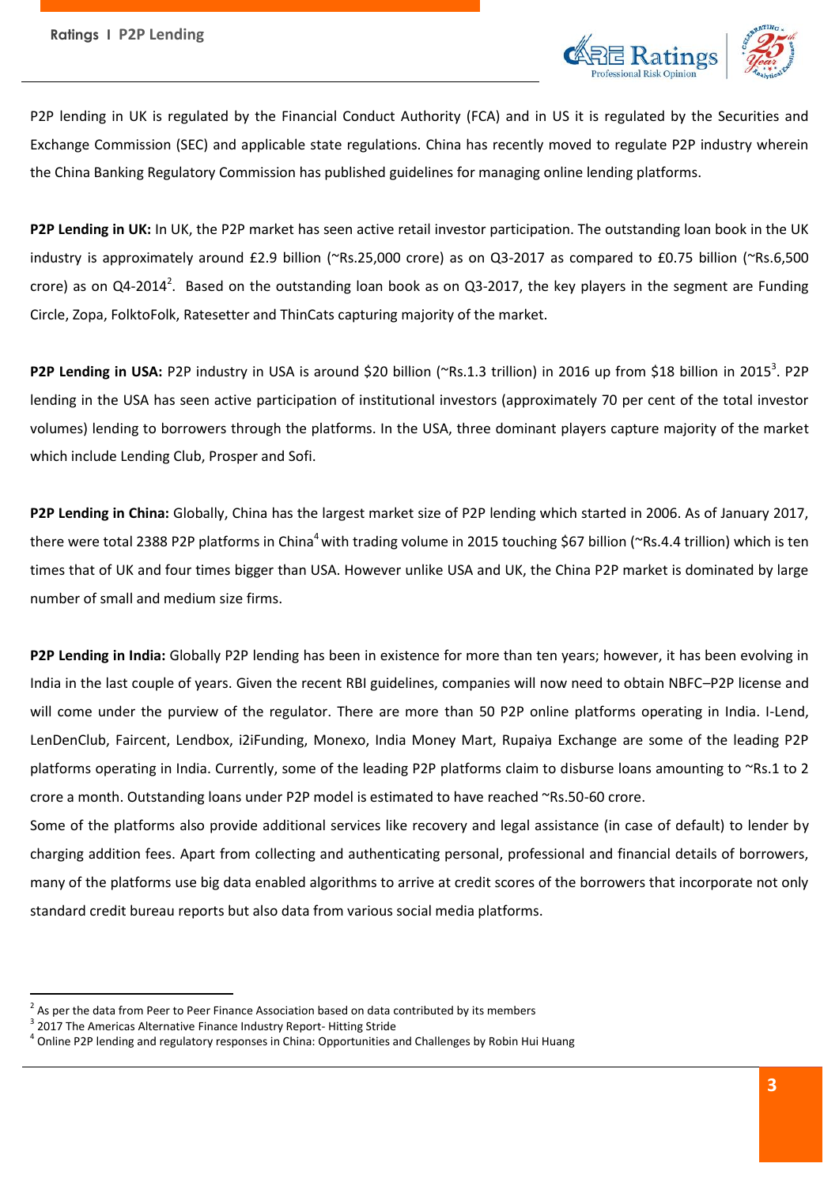P2P lending in UK is regulated by the Financial Conduct Authority (FCA) and in US it is regulated by the Securities and Exchange Commission (SEC) and applicable state regulations. China has recently moved to regulate P2P industry wherein the China Banking Regulatory Commission has published guidelines for managing online lending platforms.

**P2P Lending in UK:** In UK, the P2P market has seen active retail investor participation. The outstanding loan book in the UK industry is approximately around £2.9 billion (~Rs.25,000 crore) as on Q3-2017 as compared to £0.75 billion (~Rs.6,500 crore) as on Q4-2014[2]. Based on the outstanding loan book as on Q3-2017, the key players in the segment are Funding Circle, Zopa, FolktoFolk, Ratesetter and ThinCats capturing majority of the market.

**P2P Lending in USA:** P2P industry in USA is around $20 billion (~Rs.1.3 trillion) in 2016 up from $18 billion in 2015[3]. P2P lending in the USA has seen active participation of institutional investors (approximately 70 per cent of the total investor volumes) lending to borrowers through the platforms. In the USA, three dominant players capture majority of the market which include Lending Club, Prosper and Sofi.

**P2P Lending in China:** Globally, China has the largest market size of P2P lending which started in 2006. As of January 2017, there were total 2388 P2P platforms in China[4] with trading volume in 2015 touching $67 billion (~Rs.4.4 trillion) which is ten times that of UK and four times bigger than USA. However unlike USA and UK, the China P2P market is dominated by large number of small and medium size firms.

**P2P Lending in India:** Globally P2P lending has been in existence for more than ten years; however, it has been evolving in India in the last couple of years. Given the recent RBI guidelines, companies will now need to obtain NBFC–P2P license and will come under the purview of the regulator. There are more than 50 P2P online platforms operating in India. I-Lend, LenDenClub, Faircent, Lendbox, i2iFunding, Monexo, India Money Mart, Rupaiya Exchange are some of the leading P2P platforms operating in India. Currently, some of the leading P2P platforms claim to disburse loans amounting to ~Rs.1 to 2 crore a month. Outstanding loans under P2P model is estimated to have reached ~Rs.50-60 crore.

Some of the platforms also provide additional services like recovery and legal assistance (in case of default) to lender by charging addition fees. Apart from collecting and authenticating personal, professional and financial details of borrowers, many of the platforms use big data enabled algorithms to arrive at credit scores of the borrowers that incorporate not only standard credit bureau reports but also data from various social media platforms.

---

[2] As per the data from Peer to Peer Finance Association based on data contributed by its members

[3] 2017 The Americas Alternative Finance Industry Report- Hitting Stride

[4] Online P2P lending and regulatory responses in China: Opportunities and Challenges by Robin Hui Huang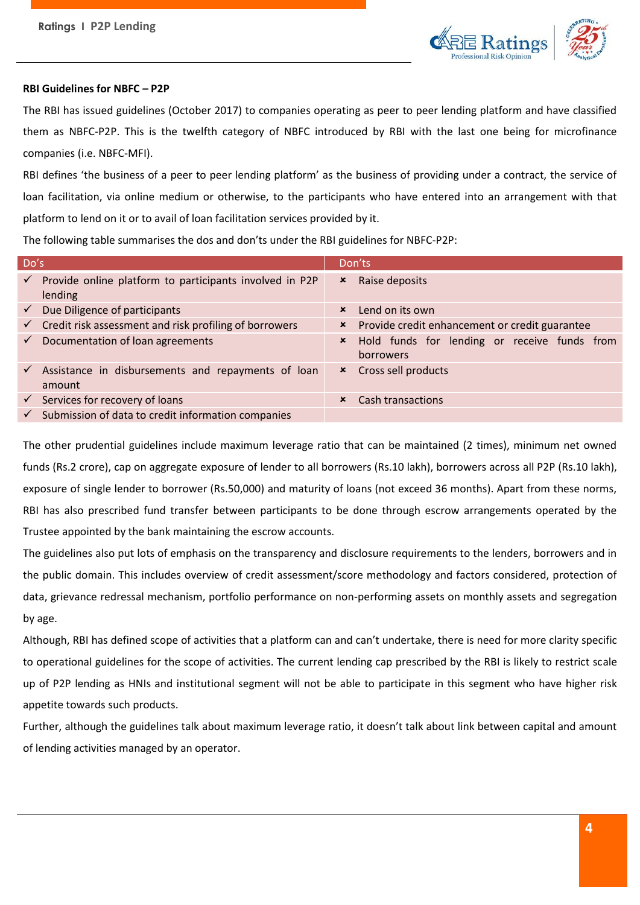**RBI Guidelines for NBFC – P2P**

The RBI has issued guidelines (October 2017) to companies operating as peer to peer lending platform and have classified them as NBFC-P2P. This is the twelfth category of NBFC introduced by RBI with the last one being for microfinance companies (i.e. NBFC-MFI).

RBI defines 'the business of a peer to peer lending platform' as the business of providing under a contract, the service of loan facilitation, via online medium or otherwise, to the participants who have entered into an arrangement with that platform to lend on it or to avail of loan facilitation services provided by it.

The following table summarises the dos and don'ts under the RBI guidelines for NBFC-P2P:

| Do's | Don'ts |
|---|---|
| ✓ Provide online platform to participants involved in P2P lending | ✗ Raise deposits |
| ✓ Due Diligence of participants | ✗ Lend on its own |
| ✓ Credit risk assessment and risk profiling of borrowers | ✗ Provide credit enhancement or credit guarantee |
| ✓ Documentation of loan agreements | ✗ Hold funds for lending or receive funds from borrowers |
| ✓ Assistance in disbursements and repayments of loan amount | ✗ Cross sell products |
| ✓ Services for recovery of loans | ✗ Cash transactions |
| ✓ Submission of data to credit information companies | |

The other prudential guidelines include maximum leverage ratio that can be maintained (2 times), minimum net owned funds (Rs.2 crore), cap on aggregate exposure of lender to all borrowers (Rs.10 lakh), borrowers across all P2P (Rs.10 lakh), exposure of single lender to borrower (Rs.50,000) and maturity of loans (not exceed 36 months). Apart from these norms, RBI has also prescribed fund transfer between participants to be done through escrow arrangements operated by the Trustee appointed by the bank maintaining the escrow accounts.

The guidelines also put lots of emphasis on the transparency and disclosure requirements to the lenders, borrowers and in the public domain. This includes overview of credit assessment/score methodology and factors considered, protection of data, grievance redressal mechanism, portfolio performance on non-performing assets on monthly assets and segregation by age.

Although, RBI has defined scope of activities that a platform can and can't undertake, there is need for more clarity specific to operational guidelines for the scope of activities. The current lending cap prescribed by the RBI is likely to restrict scale up of P2P lending as HNIs and institutional segment will not be able to participate in this segment who have higher risk appetite towards such products.

Further, although the guidelines talk about maximum leverage ratio, it doesn't talk about link between capital and amount of lending activities managed by an operator.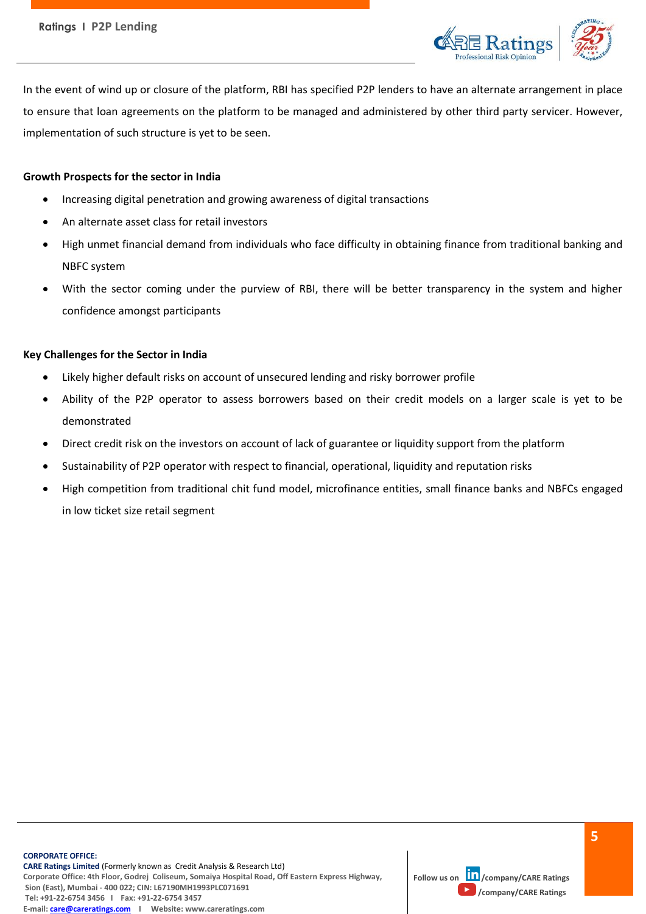In the event of wind up or closure of the platform, RBI has specified P2P lenders to have an alternate arrangement in place to ensure that loan agreements on the platform to be managed and administered by other third party servicer. However, implementation of such structure is yet to be seen.

**Growth Prospects for the sector in India**

- Increasing digital penetration and growing awareness of digital transactions
- An alternate asset class for retail investors
- High unmet financial demand from individuals who face difficulty in obtaining finance from traditional banking and NBFC system
- With the sector coming under the purview of RBI, there will be better transparency in the system and higher confidence amongst participants

**Key Challenges for the Sector in India**

- Likely higher default risks on account of unsecured lending and risky borrower profile
- Ability of the P2P operator to assess borrowers based on their credit models on a larger scale is yet to be demonstrated
- Direct credit risk on the investors on account of lack of guarantee or liquidity support from the platform
- Sustainability of P2P operator with respect to financial, operational, liquidity and reputation risks
- High competition from traditional chit fund model, microfinance entities, small finance banks and NBFCs engaged in low ticket size retail segment

**CORPORATE OFFICE:**
**CARE Ratings Limited** (Formerly known as Credit Analysis & Research Ltd)
**Corporate Office: 4th Floor, Godrej Coliseum, Somaiya Hospital Road, Off Eastern Express Highway, Sion (East), Mumbai - 400 022; CIN: L67190MH1993PLC071691**
**Tel: +91-22-6754 3456 I Fax: +91-22-6754 3457**
**E-mail: care@careratings.com I Website: www.careratings.com**

Follow us on /company/CARE Ratings
/company/CARE Ratings